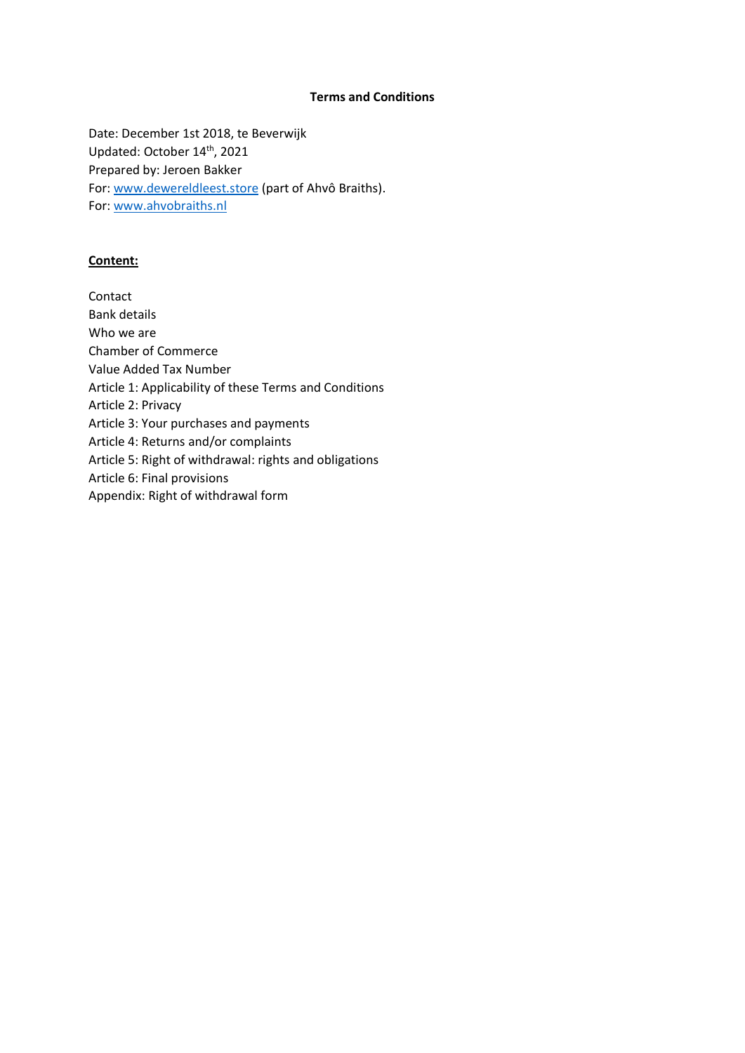# Terms and Conditions

Date: December 1st 2018, te Beverwijk
Updated: October 14th, 2021
Prepared by: Jeroen Bakker
For: [www.dewereldleest.store](http://www.dewereldleest.store) (part of Ahvô Braiths).
For: [www.ahvobraiths.nl](http://www.ahvobraiths.nl)

**Content:**

Contact
Bank details
Who we are
Chamber of Commerce
Value Added Tax Number
Article 1: Applicability of these Terms and Conditions
Article 2: Privacy
Article 3: Your purchases and payments
Article 4: Returns and/or complaints
Article 5: Right of withdrawal: rights and obligations
Article 6: Final provisions
Appendix: Right of withdrawal form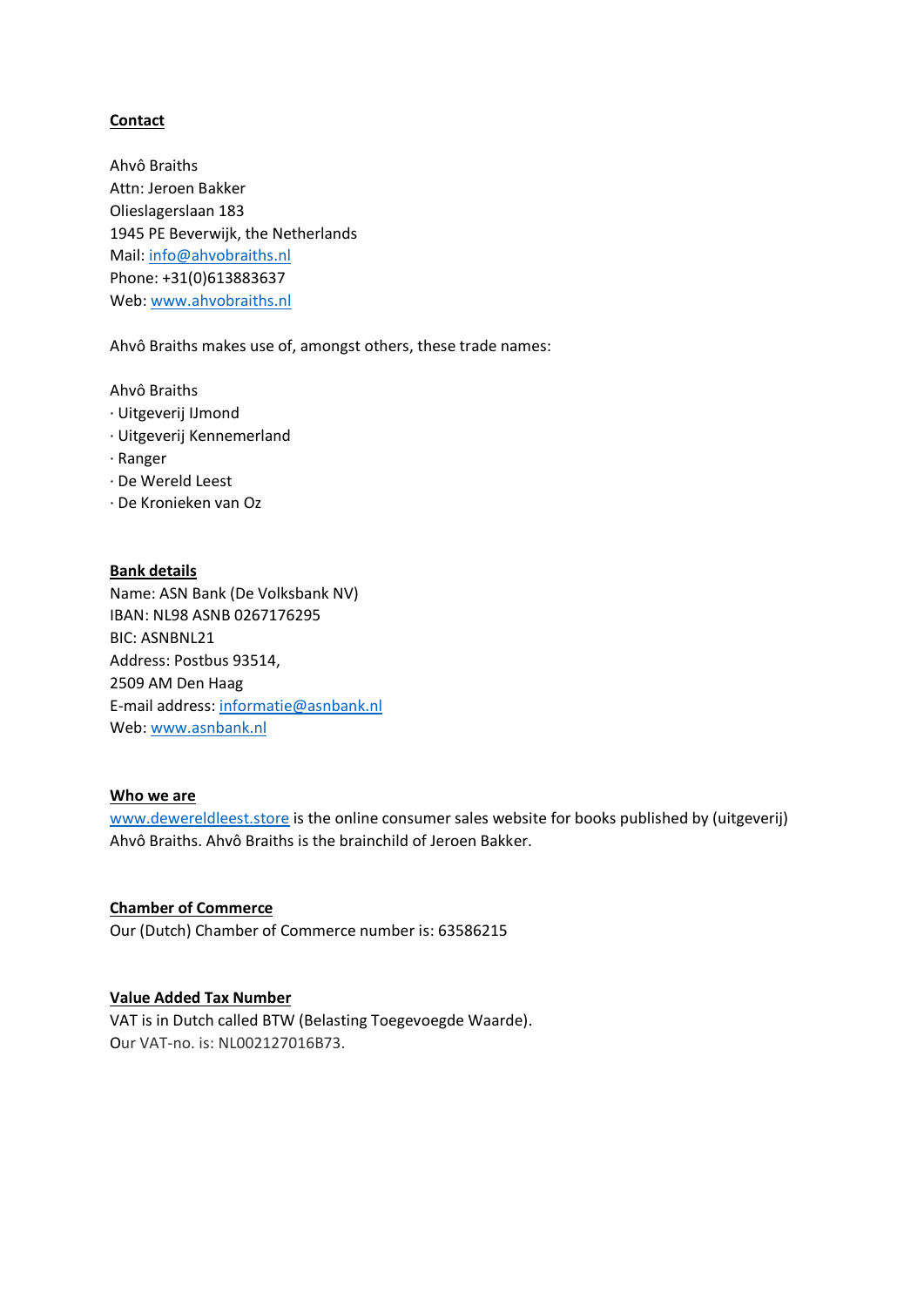## Contact

Ahvô Braiths
Attn: Jeroen Bakker
Olieslagerslaan 183
1945 PE Beverwijk, the Netherlands
Mail: info@ahvobraiths.nl
Phone: +31(0)613883637
Web: www.ahvobraiths.nl

Ahvô Braiths makes use of, amongst others, these trade names:

Ahvô Braiths
· Uitgeverij IJmond
· Uitgeverij Kennemerland
· Ranger
· De Wereld Leest
· De Kronieken van Oz

## Bank details

Name: ASN Bank (De Volksbank NV)
IBAN: NL98 ASNB 0267176295
BIC: ASNBNL21
Address: Postbus 93514,
2509 AM Den Haag
E-mail address: informatie@asnbank.nl
Web: www.asnbank.nl

## Who we are

www.dewereldleest.store is the online consumer sales website for books published by (uitgeverij) Ahvô Braiths. Ahvô Braiths is the brainchild of Jeroen Bakker.

## Chamber of Commerce

Our (Dutch) Chamber of Commerce number is: 63586215

## Value Added Tax Number

VAT is in Dutch called BTW (Belasting Toegevoegde Waarde).
Our VAT-no. is: NL002127016B73.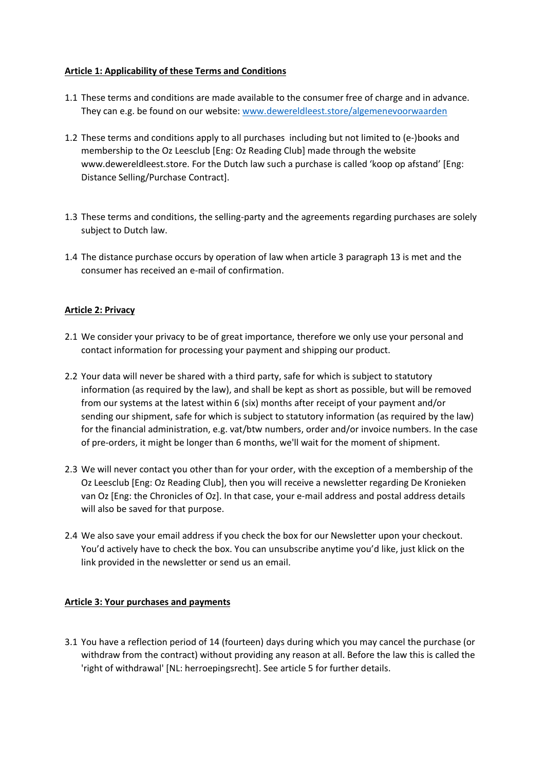**Article 1: Applicability of these Terms and Conditions**

1.1 These terms and conditions are made available to the consumer free of charge and in advance. They can e.g. be found on our website: [www.dewereldleest.store/algemenevoorwaarden](www.dewereldleest.store/algemenevoorwaarden)

1.2 These terms and conditions apply to all purchases including but not limited to (e-)books and membership to the Oz Leesclub [Eng: Oz Reading Club] made through the website www.dewereldleest.store. For the Dutch law such a purchase is called 'koop op afstand' [Eng: Distance Selling/Purchase Contract].

1.3 These terms and conditions, the selling-party and the agreements regarding purchases are solely subject to Dutch law.

1.4 The distance purchase occurs by operation of law when article 3 paragraph 13 is met and the consumer has received an e-mail of confirmation.

**Article 2: Privacy**

2.1 We consider your privacy to be of great importance, therefore we only use your personal and contact information for processing your payment and shipping our product.

2.2 Your data will never be shared with a third party, safe for which is subject to statutory information (as required by the law), and shall be kept as short as possible, but will be removed from our systems at the latest within 6 (six) months after receipt of your payment and/or sending our shipment, safe for which is subject to statutory information (as required by the law) for the financial administration, e.g. vat/btw numbers, order and/or invoice numbers. In the case of pre-orders, it might be longer than 6 months, we'll wait for the moment of shipment.

2.3 We will never contact you other than for your order, with the exception of a membership of the Oz Leesclub [Eng: Oz Reading Club], then you will receive a newsletter regarding De Kronieken van Oz [Eng: the Chronicles of Oz]. In that case, your e-mail address and postal address details will also be saved for that purpose.

2.4 We also save your email address if you check the box for our Newsletter upon your checkout. You'd actively have to check the box. You can unsubscribe anytime you'd like, just klick on the link provided in the newsletter or send us an email.

**Article 3: Your purchases and payments**

3.1 You have a reflection period of 14 (fourteen) days during which you may cancel the purchase (or withdraw from the contract) without providing any reason at all. Before the law this is called the 'right of withdrawal' [NL: herroepingsrecht]. See article 5 for further details.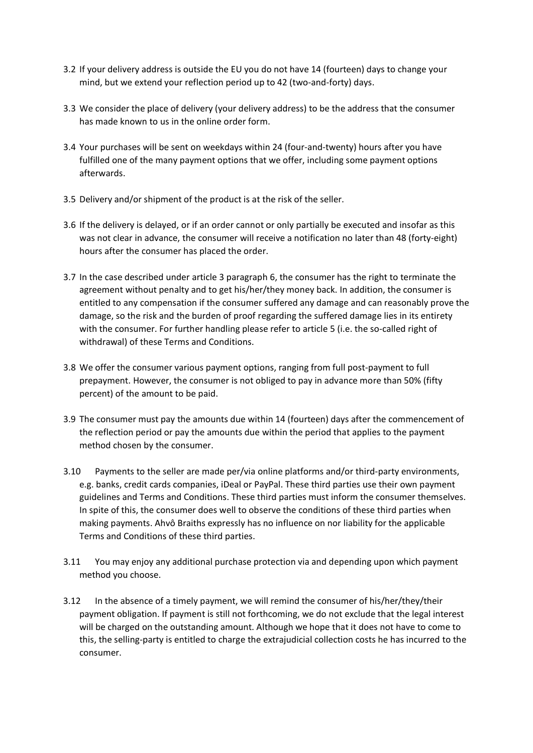3.2 If your delivery address is outside the EU you do not have 14 (fourteen) days to change your mind, but we extend your reflection period up to 42 (two-and-forty) days.

3.3 We consider the place of delivery (your delivery address) to be the address that the consumer has made known to us in the online order form.

3.4 Your purchases will be sent on weekdays within 24 (four-and-twenty) hours after you have fulfilled one of the many payment options that we offer, including some payment options afterwards.

3.5 Delivery and/or shipment of the product is at the risk of the seller.

3.6 If the delivery is delayed, or if an order cannot or only partially be executed and insofar as this was not clear in advance, the consumer will receive a notification no later than 48 (forty-eight) hours after the consumer has placed the order.

3.7 In the case described under article 3 paragraph 6, the consumer has the right to terminate the agreement without penalty and to get his/her/they money back. In addition, the consumer is entitled to any compensation if the consumer suffered any damage and can reasonably prove the damage, so the risk and the burden of proof regarding the suffered damage lies in its entirety with the consumer. For further handling please refer to article 5 (i.e. the so-called right of withdrawal) of these Terms and Conditions.

3.8 We offer the consumer various payment options, ranging from full post-payment to full prepayment. However, the consumer is not obliged to pay in advance more than 50% (fifty percent) of the amount to be paid.

3.9 The consumer must pay the amounts due within 14 (fourteen) days after the commencement of the reflection period or pay the amounts due within the period that applies to the payment method chosen by the consumer.

3.10 Payments to the seller are made per/via online platforms and/or third-party environments, e.g. banks, credit cards companies, iDeal or PayPal. These third parties use their own payment guidelines and Terms and Conditions. These third parties must inform the consumer themselves. In spite of this, the consumer does well to observe the conditions of these third parties when making payments. Ahvô Braiths expressly has no influence on nor liability for the applicable Terms and Conditions of these third parties.

3.11 You may enjoy any additional purchase protection via and depending upon which payment method you choose.

3.12 In the absence of a timely payment, we will remind the consumer of his/her/they/their payment obligation. If payment is still not forthcoming, we do not exclude that the legal interest will be charged on the outstanding amount. Although we hope that it does not have to come to this, the selling-party is entitled to charge the extrajudicial collection costs he has incurred to the consumer.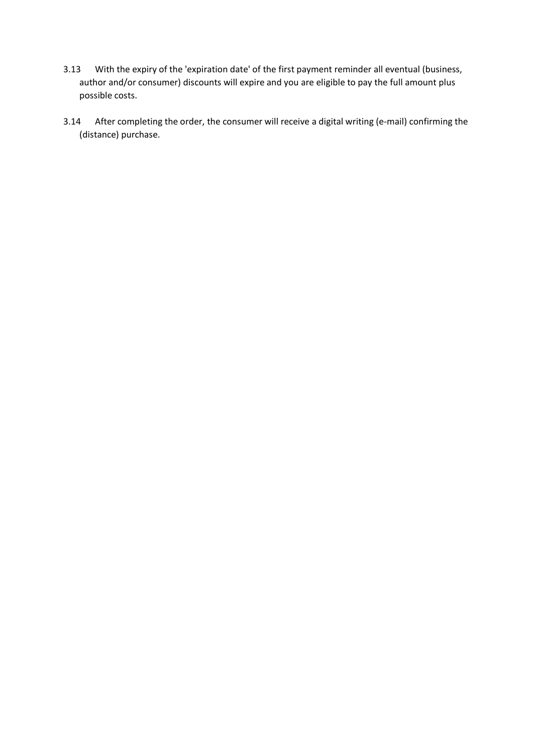3.13 With the expiry of the 'expiration date' of the first payment reminder all eventual (business, author and/or consumer) discounts will expire and you are eligible to pay the full amount plus possible costs.

3.14 After completing the order, the consumer will receive a digital writing (e-mail) confirming the (distance) purchase.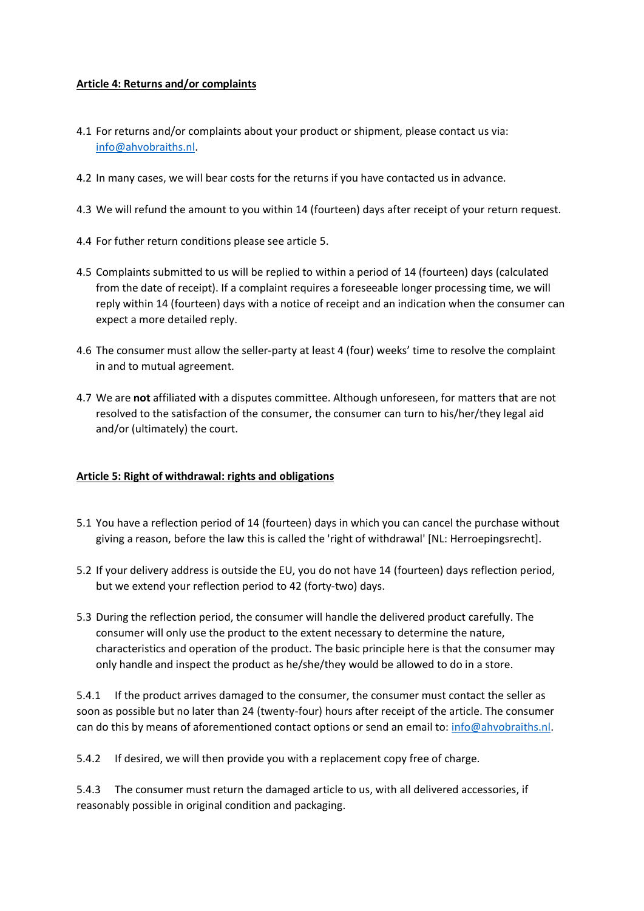**Article 4: Returns and/or complaints**

4.1 For returns and/or complaints about your product or shipment, please contact us via: info@ahvobraiths.nl.

4.2 In many cases, we will bear costs for the returns if you have contacted us in advance.

4.3 We will refund the amount to you within 14 (fourteen) days after receipt of your return request.

4.4 For futher return conditions please see article 5.

4.5 Complaints submitted to us will be replied to within a period of 14 (fourteen) days (calculated from the date of receipt). If a complaint requires a foreseeable longer processing time, we will reply within 14 (fourteen) days with a notice of receipt and an indication when the consumer can expect a more detailed reply.

4.6 The consumer must allow the seller-party at least 4 (four) weeks' time to resolve the complaint in and to mutual agreement.

4.7 We are **not** affiliated with a disputes committee. Although unforeseen, for matters that are not resolved to the satisfaction of the consumer, the consumer can turn to his/her/they legal aid and/or (ultimately) the court.

**Article 5: Right of withdrawal: rights and obligations**

5.1 You have a reflection period of 14 (fourteen) days in which you can cancel the purchase without giving a reason, before the law this is called the 'right of withdrawal' [NL: Herroepingsrecht].

5.2 If your delivery address is outside the EU, you do not have 14 (fourteen) days reflection period, but we extend your reflection period to 42 (forty-two) days.

5.3 During the reflection period, the consumer will handle the delivered product carefully. The consumer will only use the product to the extent necessary to determine the nature, characteristics and operation of the product. The basic principle here is that the consumer may only handle and inspect the product as he/she/they would be allowed to do in a store.

5.4.1 If the product arrives damaged to the consumer, the consumer must contact the seller as soon as possible but no later than 24 (twenty-four) hours after receipt of the article. The consumer can do this by means of aforementioned contact options or send an email to: info@ahvobraiths.nl.

5.4.2 If desired, we will then provide you with a replacement copy free of charge.

5.4.3 The consumer must return the damaged article to us, with all delivered accessories, if reasonably possible in original condition and packaging.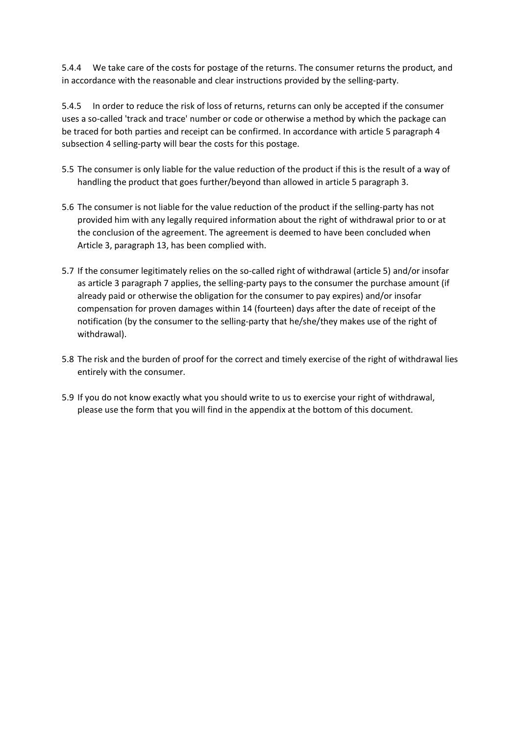5.4.4 We take care of the costs for postage of the returns. The consumer returns the product, and in accordance with the reasonable and clear instructions provided by the selling-party.

5.4.5 In order to reduce the risk of loss of returns, returns can only be accepted if the consumer uses a so-called 'track and trace' number or code or otherwise a method by which the package can be traced for both parties and receipt can be confirmed. In accordance with article 5 paragraph 4 subsection 4 selling-party will bear the costs for this postage.

5.5 The consumer is only liable for the value reduction of the product if this is the result of a way of handling the product that goes further/beyond than allowed in article 5 paragraph 3.

5.6 The consumer is not liable for the value reduction of the product if the selling-party has not provided him with any legally required information about the right of withdrawal prior to or at the conclusion of the agreement. The agreement is deemed to have been concluded when Article 3, paragraph 13, has been complied with.

5.7 If the consumer legitimately relies on the so-called right of withdrawal (article 5) and/or insofar as article 3 paragraph 7 applies, the selling-party pays to the consumer the purchase amount (if already paid or otherwise the obligation for the consumer to pay expires) and/or insofar compensation for proven damages within 14 (fourteen) days after the date of receipt of the notification (by the consumer to the selling-party that he/she/they makes use of the right of withdrawal).

5.8 The risk and the burden of proof for the correct and timely exercise of the right of withdrawal lies entirely with the consumer.

5.9 If you do not know exactly what you should write to us to exercise your right of withdrawal, please use the form that you will find in the appendix at the bottom of this document.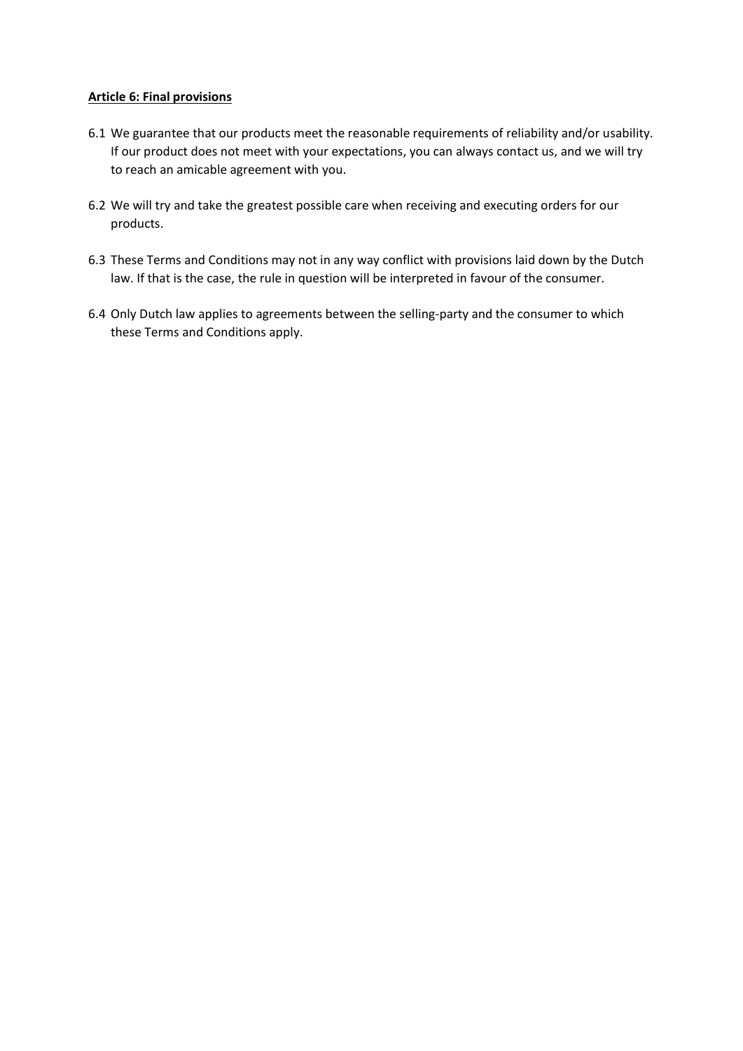**Article 6: Final provisions**

6.1 We guarantee that our products meet the reasonable requirements of reliability and/or usability. If our product does not meet with your expectations, you can always contact us, and we will try to reach an amicable agreement with you.

6.2 We will try and take the greatest possible care when receiving and executing orders for our products.

6.3 These Terms and Conditions may not in any way conflict with provisions laid down by the Dutch law. If that is the case, the rule in question will be interpreted in favour of the consumer.

6.4 Only Dutch law applies to agreements between the selling-party and the consumer to which these Terms and Conditions apply.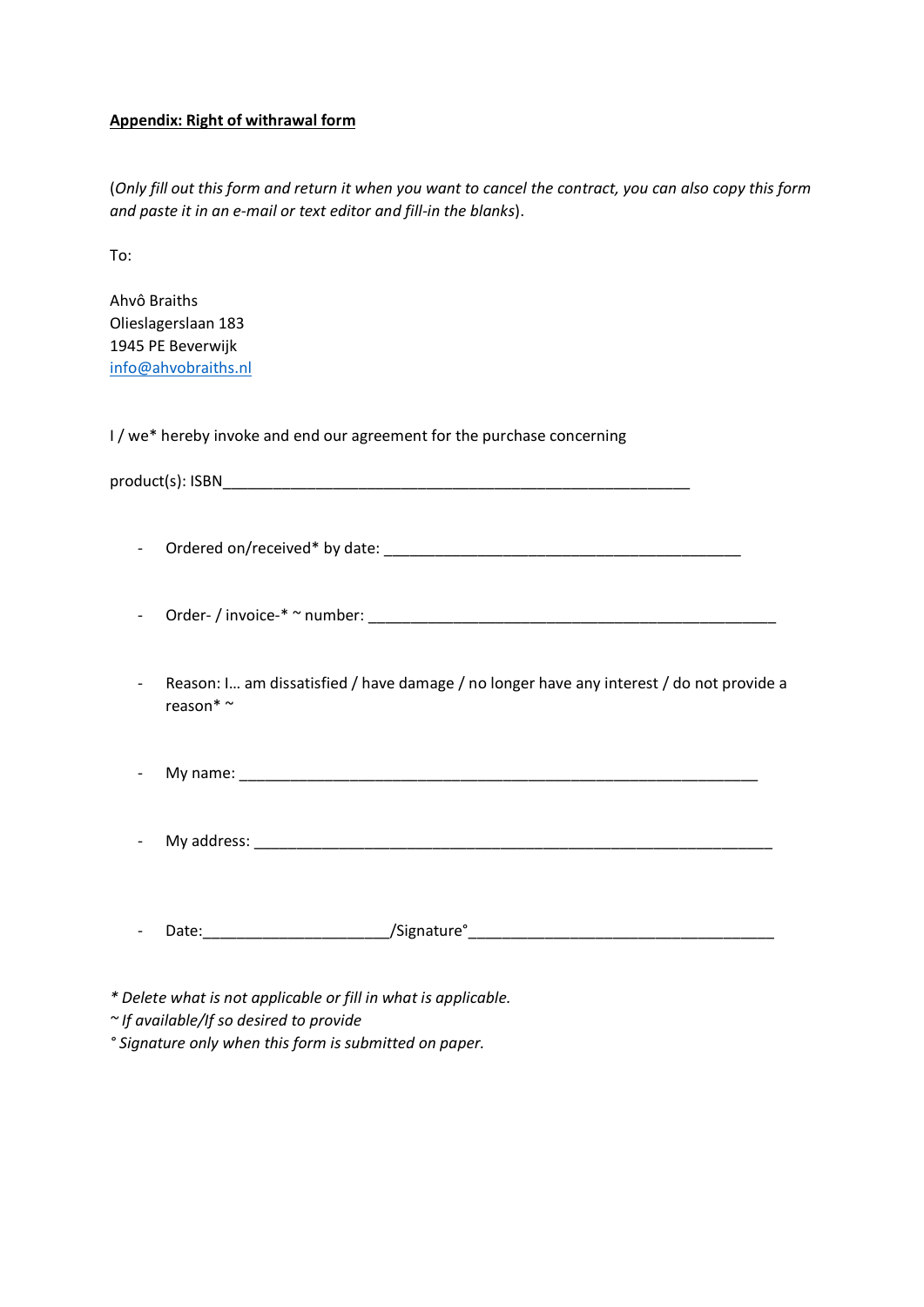**Appendix: Right of withdrawal form**

(*Only fill out this form and return it when you want to cancel the contract, you can also copy this form and paste it in an e-mail or text editor and fill-in the blanks*).

To:

Ahvô Braiths
Olieslagerslaan 183
1945 PE Beverwijk
info@ahvobraiths.nl

I / we* hereby invoke and end our agreement for the purchase concerning

product(s): ISBN_______________________________________________________

- Ordered on/received* by date: ___________________________________________

- Order- / invoice-* ~ number: ________________________________________________

- Reason: I… am dissatisfied / have damage / no longer have any interest / do not provide a reason* ~

- My name: ______________________________________________________________

- My address: ______________________________________________________________

- Date:______________________/Signature°____________________________________

*\* Delete what is not applicable or fill in what is applicable.*
*~ If available/If so desired to provide*
*° Signature only when this form is submitted on paper.*